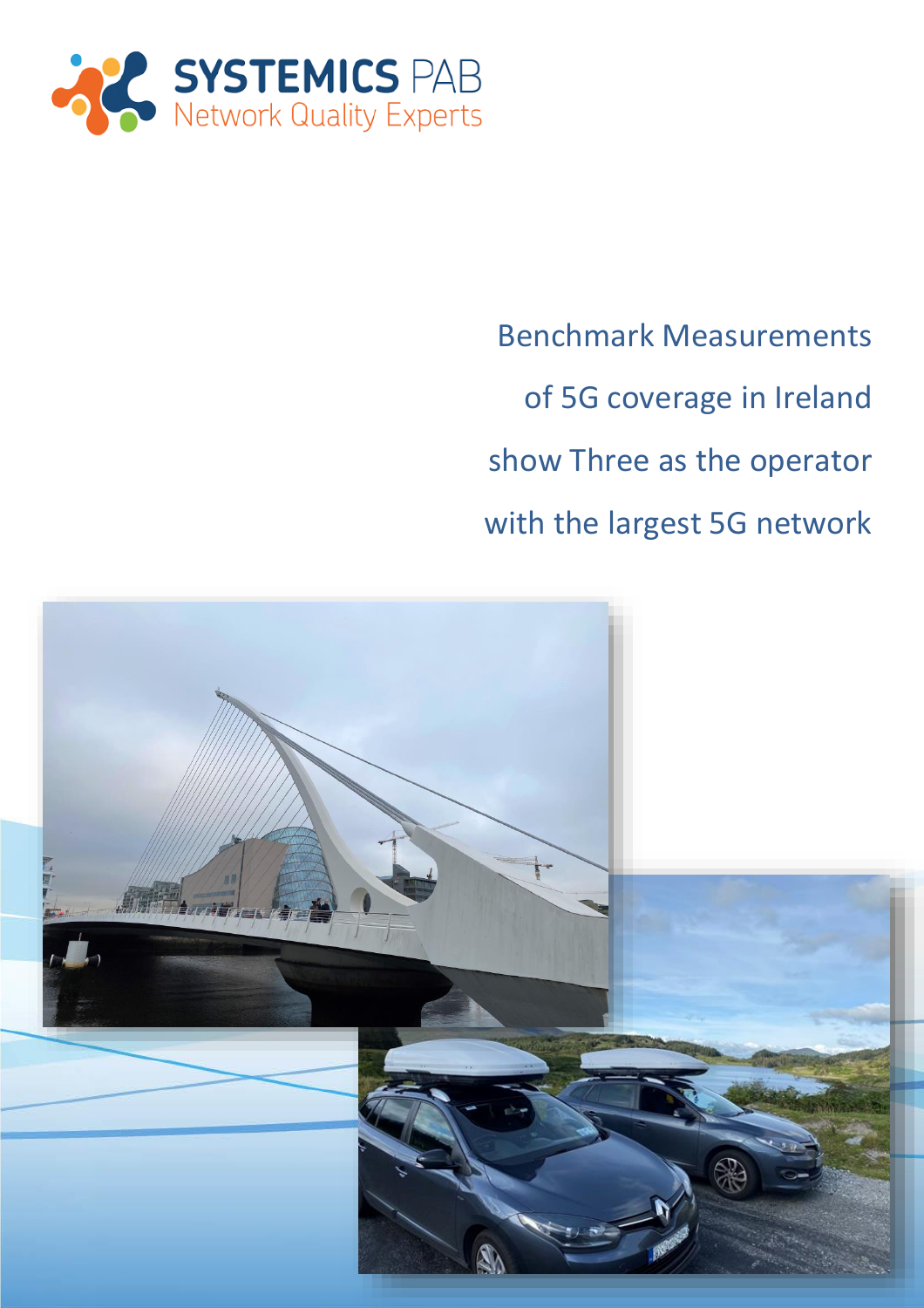SYSTEMICS PAB
Network Quality Experts

# Benchmark Measurements of 5G coverage in Ireland show Three as the operator with the largest 5G network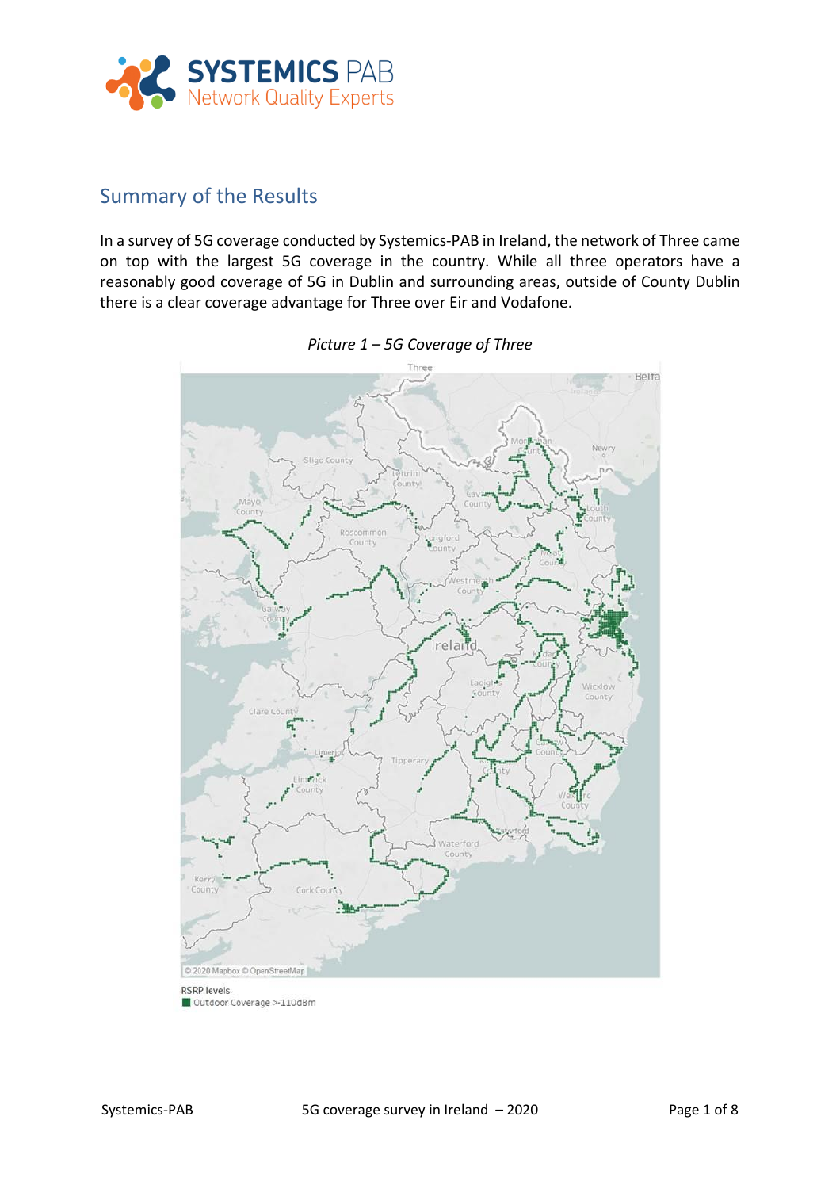## Summary of the Results

In a survey of 5G coverage conducted by Systemics-PAB in Ireland, the network of Three came on top with the largest 5G coverage in the country. While all three operators have a reasonably good coverage of 5G in Dublin and surrounding areas, outside of County Dublin there is a clear coverage advantage for Three over Eir and Vodafone.

*Picture 1 – 5G Coverage of Three*

RSRP levels
Outdoor Coverage >-110dBm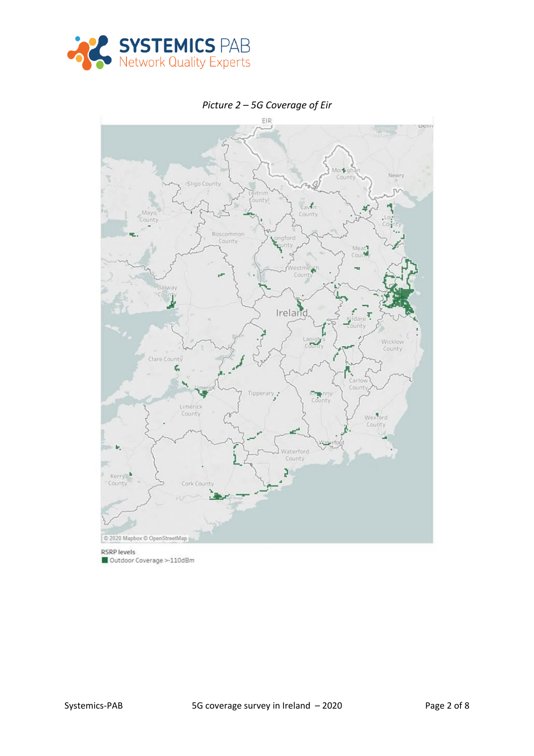*Picture 2 – 5G Coverage of Eir*

RSRP levels

Outdoor Coverage >-110dBm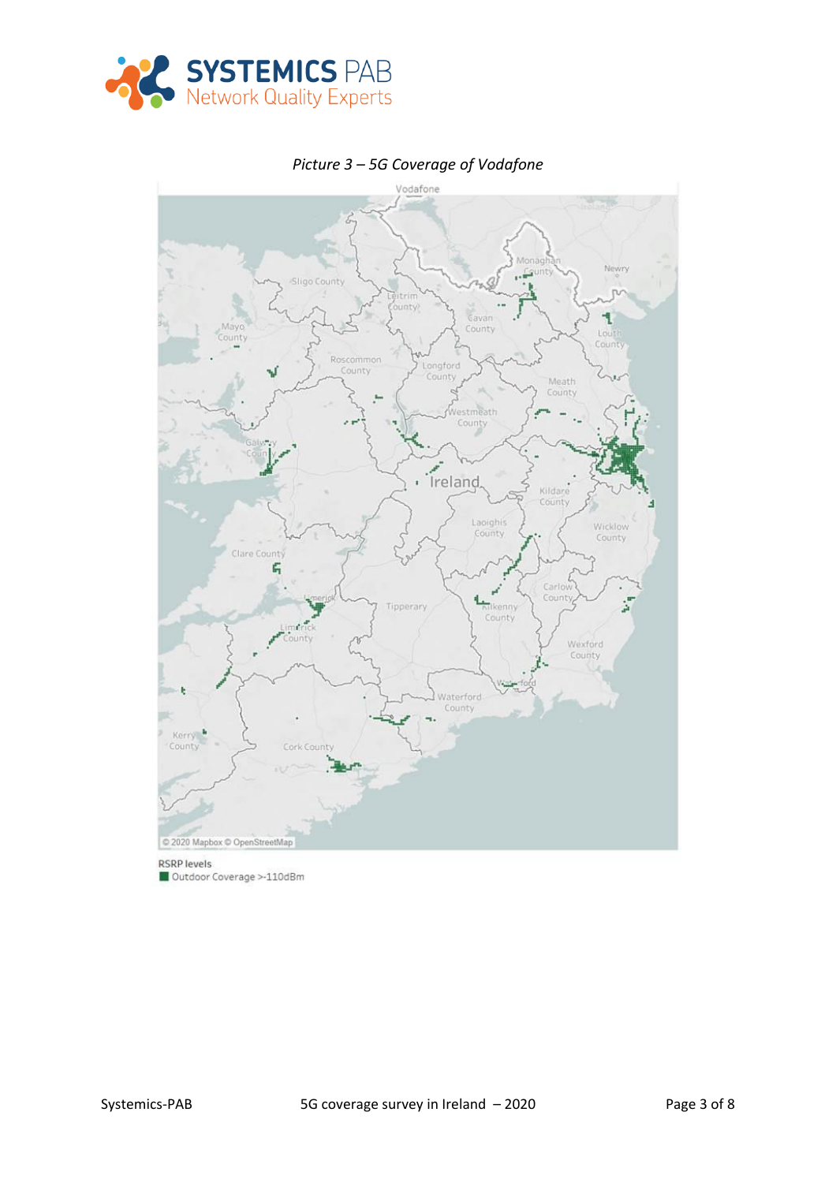*Picture 3 – 5G Coverage of Vodafone*

Vodafone

© 2020 Mapbox © OpenStreetMap

RSRP levels

Outdoor Coverage >-110dBm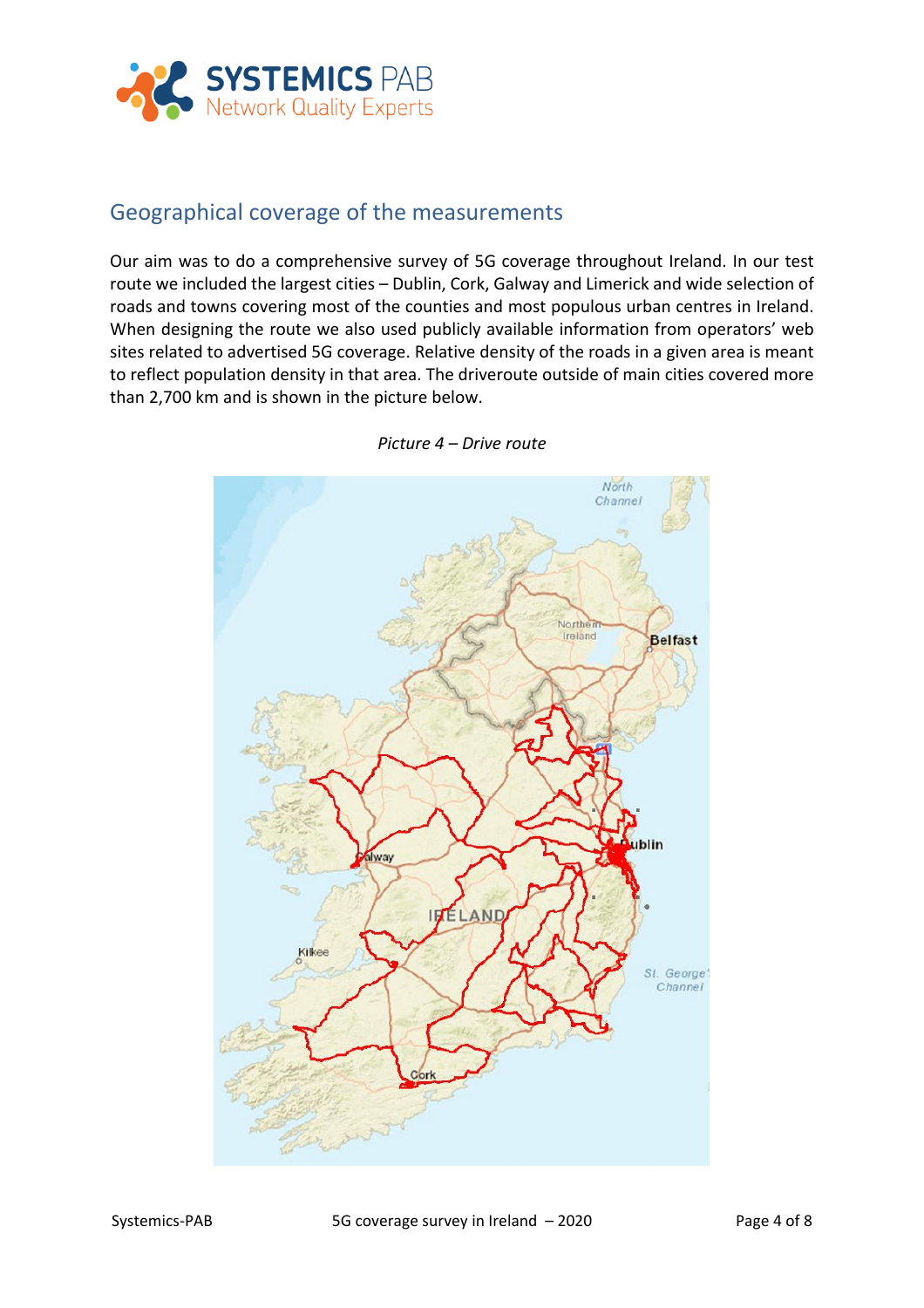## Geographical coverage of the measurements

Our aim was to do a comprehensive survey of 5G coverage throughout Ireland. In our test route we included the largest cities – Dublin, Cork, Galway and Limerick and wide selection of roads and towns covering most of the counties and most populous urban centres in Ireland. When designing the route we also used publicly available information from operators' web sites related to advertised 5G coverage. Relative density of the roads in a given area is meant to reflect population density in that area. The driveroute outside of main cities covered more than 2,700 km and is shown in the picture below.

*Picture 4 – Drive route*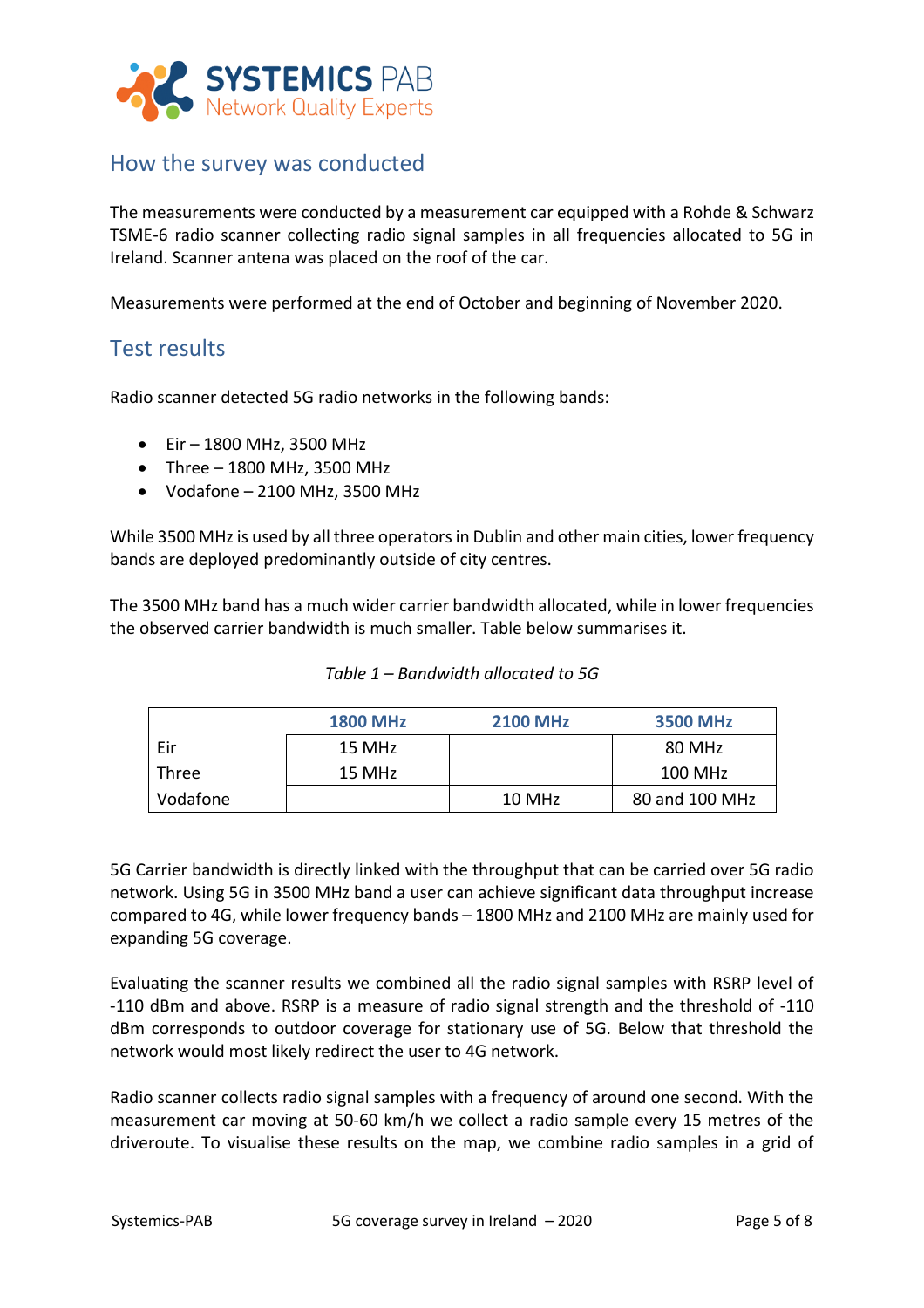## How the survey was conducted

The measurements were conducted by a measurement car equipped with a Rohde & Schwarz TSME-6 radio scanner collecting radio signal samples in all frequencies allocated to 5G in Ireland. Scanner antena was placed on the roof of the car.

Measurements were performed at the end of October and beginning of November 2020.

## Test results

Radio scanner detected 5G radio networks in the following bands:

- Eir – 1800 MHz, 3500 MHz
- Three – 1800 MHz, 3500 MHz
- Vodafone – 2100 MHz, 3500 MHz

While 3500 MHz is used by all three operators in Dublin and other main cities, lower frequency bands are deployed predominantly outside of city centres.

The 3500 MHz band has a much wider carrier bandwidth allocated, while in lower frequencies the observed carrier bandwidth is much smaller. Table below summarises it.

*Table 1 – Bandwidth allocated to 5G*

| | 1800 MHz | 2100 MHz | 3500 MHz |
|---|---|---|---|
| Eir | 15 MHz | | 80 MHz |
| Three | 15 MHz | | 100 MHz |
| Vodafone | | 10 MHz | 80 and 100 MHz |

5G Carrier bandwidth is directly linked with the throughput that can be carried over 5G radio network. Using 5G in 3500 MHz band a user can achieve significant data throughput increase compared to 4G, while lower frequency bands – 1800 MHz and 2100 MHz are mainly used for expanding 5G coverage.

Evaluating the scanner results we combined all the radio signal samples with RSRP level of -110 dBm and above. RSRP is a measure of radio signal strength and the threshold of -110 dBm corresponds to outdoor coverage for stationary use of 5G. Below that threshold the network would most likely redirect the user to 4G network.

Radio scanner collects radio signal samples with a frequency of around one second. With the measurement car moving at 50-60 km/h we collect a radio sample every 15 metres of the driveroute. To visualise these results on the map, we combine radio samples in a grid of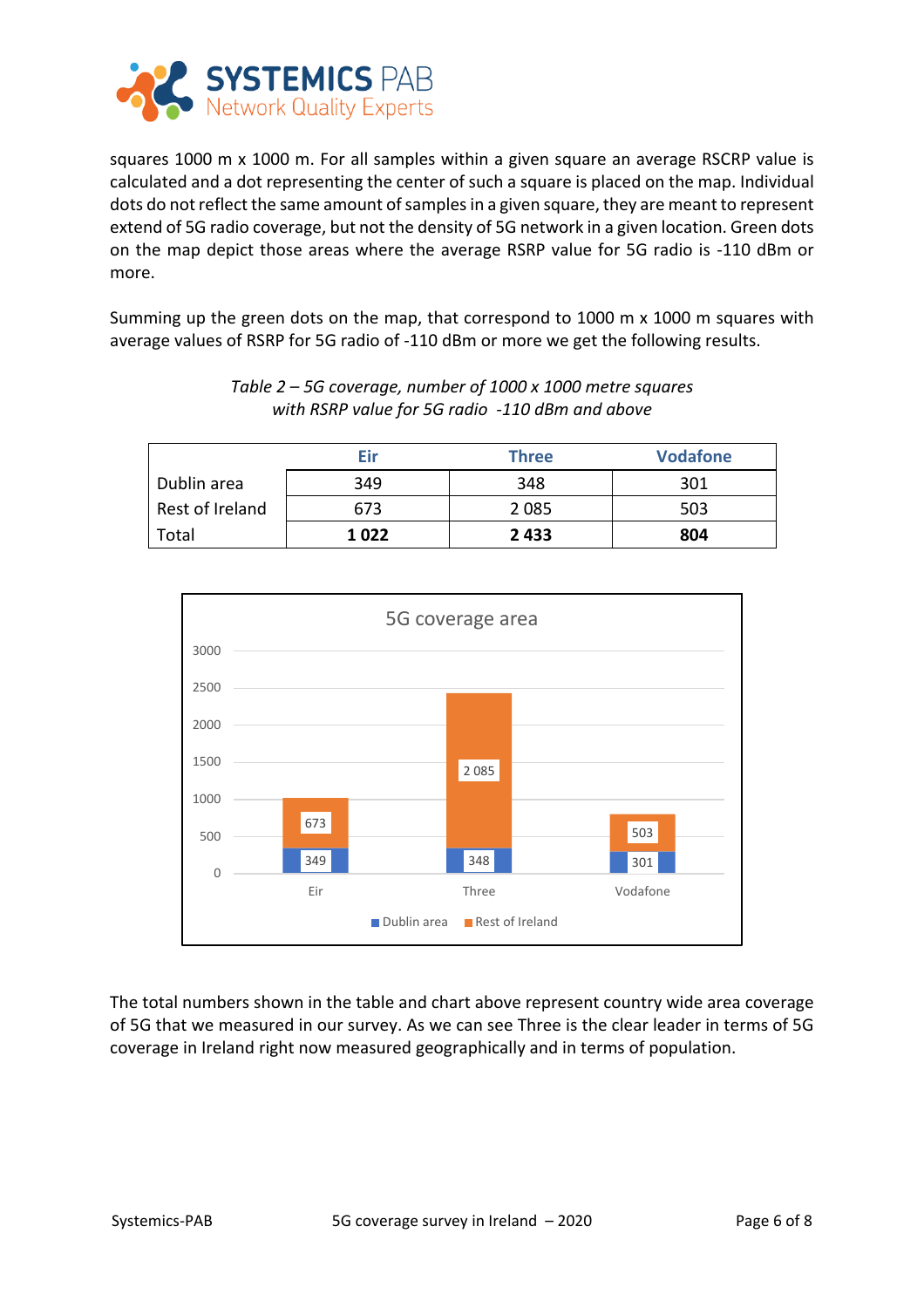squares 1000 m x 1000 m. For all samples within a given square an average RSCRP value is calculated and a dot representing the center of such a square is placed on the map. Individual dots do not reflect the same amount of samples in a given square, they are meant to represent extend of 5G radio coverage, but not the density of 5G network in a given location. Green dots on the map depict those areas where the average RSRP value for 5G radio is -110 dBm or more.

Summing up the green dots on the map, that correspond to 1000 m x 1000 m squares with average values of RSRP for 5G radio of -110 dBm or more we get the following results.

*Table 2 – 5G coverage, number of 1000 x 1000 metre squares with RSRP value for 5G radio -110 dBm and above*

| | Eir | Three | Vodafone |
|---|---|---|---|
| Dublin area | 349 | 348 | 301 |
| Rest of Ireland | 673 | 2 085 | 503 |
| Total | **1 022** | **2 433** | **804** |

The total numbers shown in the table and chart above represent country wide area coverage of 5G that we measured in our survey. As we can see Three is the clear leader in terms of 5G coverage in Ireland right now measured geographically and in terms of population.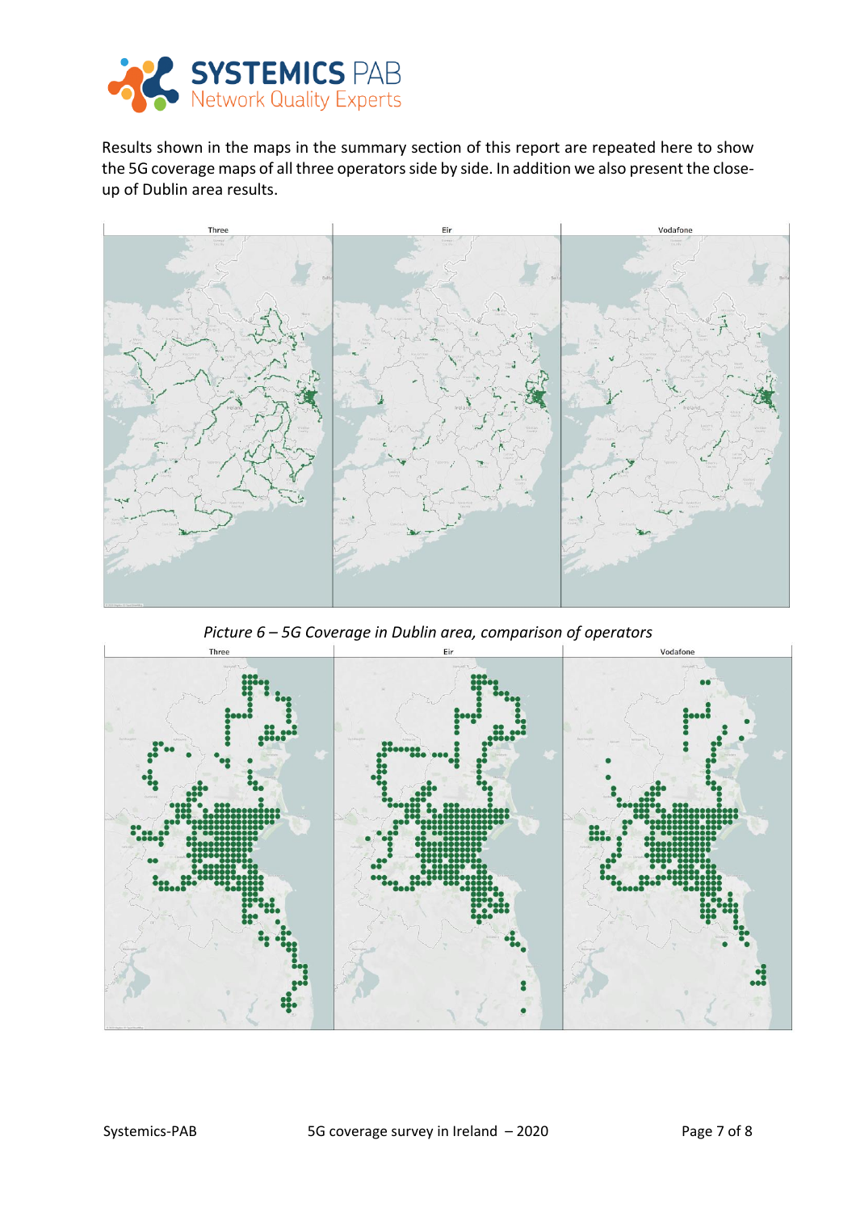Results shown in the maps in the summary section of this report are repeated here to show the 5G coverage maps of all three operators side by side. In addition we also present the close-up of Dublin area results.

*Picture 6 – 5G Coverage in Dublin area, comparison of operators*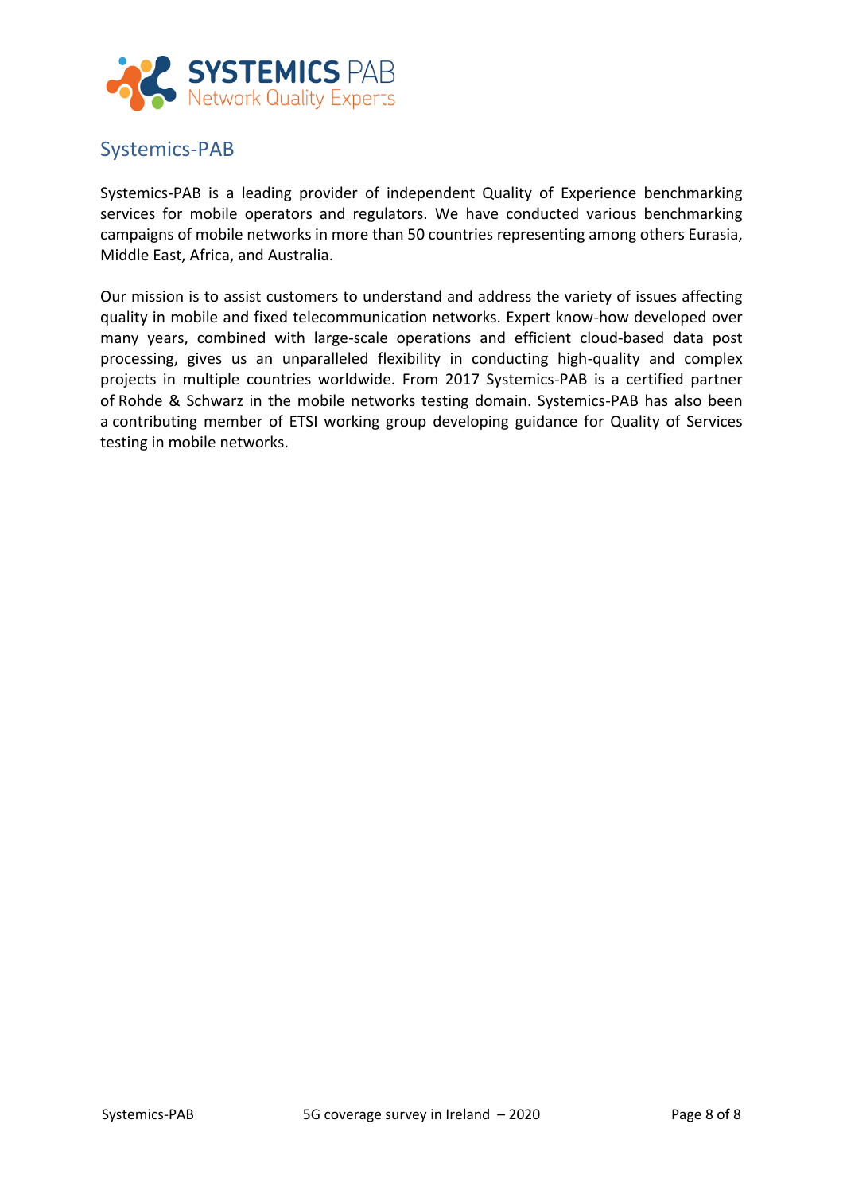## Systemics-PAB

Systemics-PAB is a leading provider of independent Quality of Experience benchmarking services for mobile operators and regulators. We have conducted various benchmarking campaigns of mobile networks in more than 50 countries representing among others Eurasia, Middle East, Africa, and Australia.

Our mission is to assist customers to understand and address the variety of issues affecting quality in mobile and fixed telecommunication networks. Expert know-how developed over many years, combined with large-scale operations and efficient cloud-based data post processing, gives us an unparalleled flexibility in conducting high-quality and complex projects in multiple countries worldwide. From 2017 Systemics-PAB is a certified partner of Rohde & Schwarz in the mobile networks testing domain. Systemics-PAB has also been a contributing member of ETSI working group developing guidance for Quality of Services testing in mobile networks.